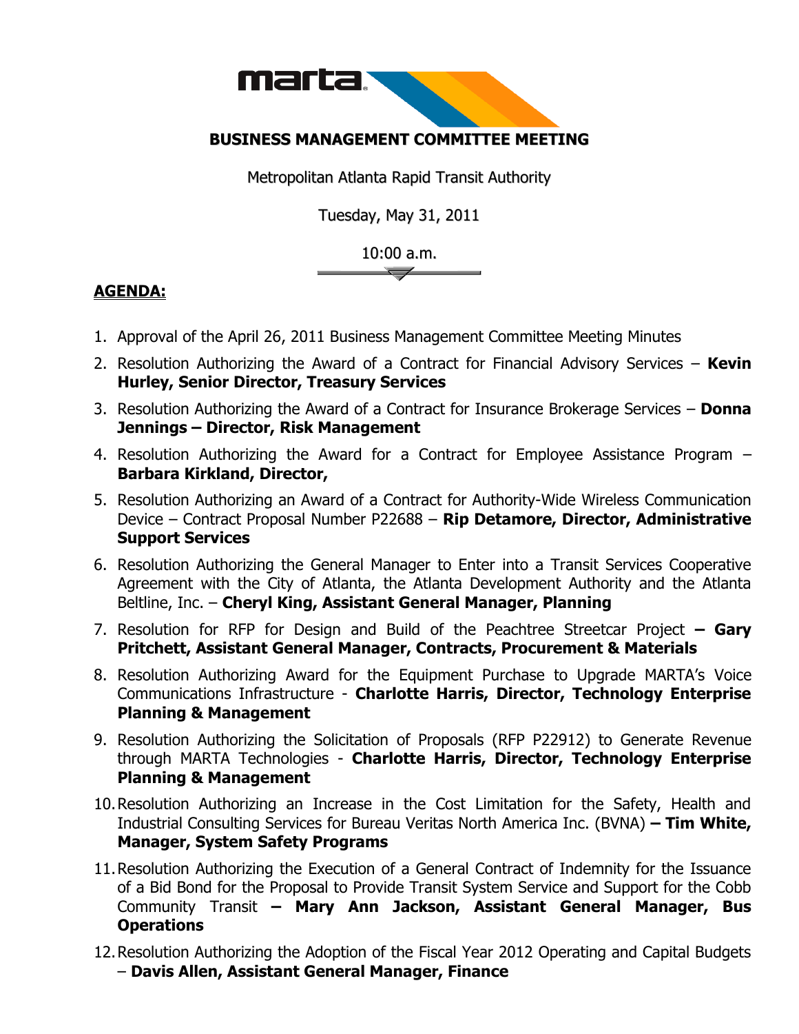# BUSINESS MANAGEMENT COMMITTEE MEETING

Metropolitan Atlanta Rapid Transit Authority

Tuesday, May 31, 2011

10:00 a.m.

## AGENDA:

1. Approval of the April 26, 2011 Business Management Committee Meeting Minutes
2. Resolution Authorizing the Award of a Contract for Financial Advisory Services – **Kevin Hurley, Senior Director, Treasury Services**
3. Resolution Authorizing the Award of a Contract for Insurance Brokerage Services – **Donna Jennings – Director, Risk Management**
4. Resolution Authorizing the Award for a Contract for Employee Assistance Program – **Barbara Kirkland, Director,**
5. Resolution Authorizing an Award of a Contract for Authority-Wide Wireless Communication Device – Contract Proposal Number P22688 – **Rip Detamore, Director, Administrative Support Services**
6. Resolution Authorizing the General Manager to Enter into a Transit Services Cooperative Agreement with the City of Atlanta, the Atlanta Development Authority and the Atlanta Beltline, Inc. – **Cheryl King, Assistant General Manager, Planning**
7. Resolution for RFP for Design and Build of the Peachtree Streetcar Project **– Gary Pritchett, Assistant General Manager, Contracts, Procurement & Materials**
8. Resolution Authorizing Award for the Equipment Purchase to Upgrade MARTA's Voice Communications Infrastructure - **Charlotte Harris, Director, Technology Enterprise Planning & Management**
9. Resolution Authorizing the Solicitation of Proposals (RFP P22912) to Generate Revenue through MARTA Technologies - **Charlotte Harris, Director, Technology Enterprise Planning & Management**
10. Resolution Authorizing an Increase in the Cost Limitation for the Safety, Health and Industrial Consulting Services for Bureau Veritas North America Inc. (BVNA) **– Tim White, Manager, System Safety Programs**
11. Resolution Authorizing the Execution of a General Contract of Indemnity for the Issuance of a Bid Bond for the Proposal to Provide Transit System Service and Support for the Cobb Community Transit **– Mary Ann Jackson, Assistant General Manager, Bus Operations**
12. Resolution Authorizing the Adoption of the Fiscal Year 2012 Operating and Capital Budgets – **Davis Allen, Assistant General Manager, Finance**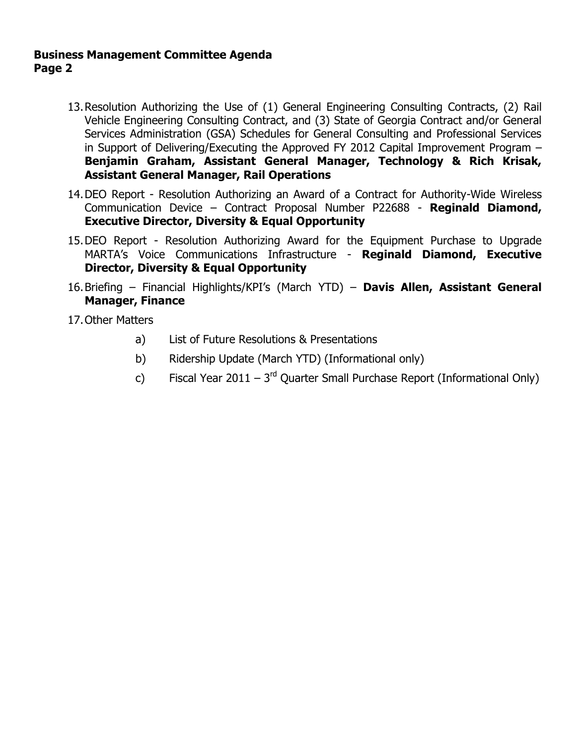13. Resolution Authorizing the Use of (1) General Engineering Consulting Contracts, (2) Rail Vehicle Engineering Consulting Contract, and (3) State of Georgia Contract and/or General Services Administration (GSA) Schedules for General Consulting and Professional Services in Support of Delivering/Executing the Approved FY 2012 Capital Improvement Program – **Benjamin Graham, Assistant General Manager, Technology & Rich Krisak, Assistant General Manager, Rail Operations**

14. DEO Report - Resolution Authorizing an Award of a Contract for Authority-Wide Wireless Communication Device – Contract Proposal Number P22688 - **Reginald Diamond, Executive Director, Diversity & Equal Opportunity**

15. DEO Report - Resolution Authorizing Award for the Equipment Purchase to Upgrade MARTA's Voice Communications Infrastructure - **Reginald Diamond, Executive Director, Diversity & Equal Opportunity**

16. Briefing – Financial Highlights/KPI's (March YTD) – **Davis Allen, Assistant General Manager, Finance**

17. Other Matters

    a) List of Future Resolutions & Presentations

    b) Ridership Update (March YTD) (Informational only)

    c) Fiscal Year 2011 – 3rd Quarter Small Purchase Report (Informational Only)